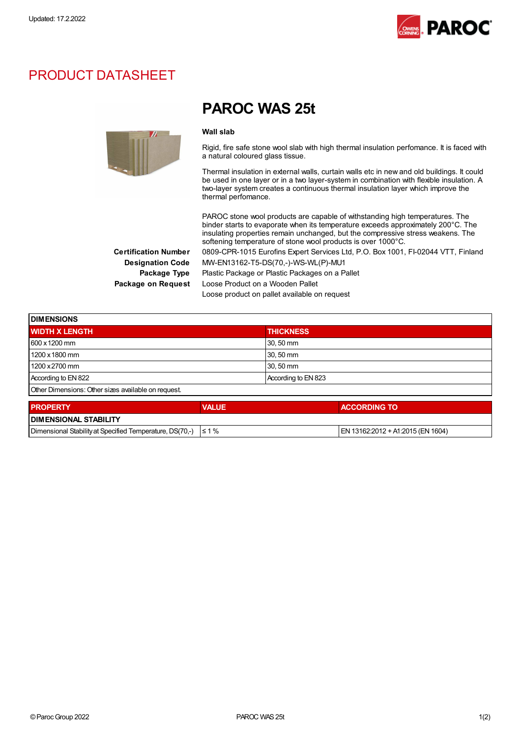Updated: 17.2.2022

# PRODUCT DATASHEET

## PAROC WAS 25t

**Wall slab**

Rigid, fire safe stone wool slab with high thermal insulation perfomance. It is faced with a natural coloured glass tissue.

Thermal insulation in external walls, curtain walls etc in new and old buildings. It could be used in one layer or in a two layer-system in combination with flexible insulation. A two-layer system creates a continuous thermal insulation layer which improve the thermal perfomance.

PAROC stone wool products are capable of withstanding high temperatures. The binder starts to evaporate when its temperature exceeds approximately 200°C. The insulating properties remain unchanged, but the compressive stress weakens. The softening temperature of stone wool products is over 1000°C.

**Certification Number** 0809-CPR-1015 Eurofins Expert Services Ltd, P.O. Box 1001, FI-02044 VTT, Finland

**Designation Code** MW-EN13162-T5-DS(70,-)-WS-WL(P)-MU1

**Package Type** Plastic Package or Plastic Packages on a Pallet

**Package on Request** Loose Product on a Wooden Pallet

Loose product on pallet available on request

| DIMENSIONS | |
|---|---|
| **WIDTH X LENGTH** | **THICKNESS** |
| 600 x 1200 mm | 30, 50 mm |
| 1200 x 1800 mm | 30, 50 mm |
| 1200 x 2700 mm | 30, 50 mm |
| According to EN 822 | According to EN 823 |
| Other Dimensions: Other sizes available on request. | |

| PROPERTY | VALUE | ACCORDING TO |
|---|---|---|
| **DIMENSIONAL STABILITY** | | |
| Dimensional Stability at Specified Temperature, DS(70,-) | ≤ 1 % | EN 13162:2012 + A1:2015 (EN 1604) |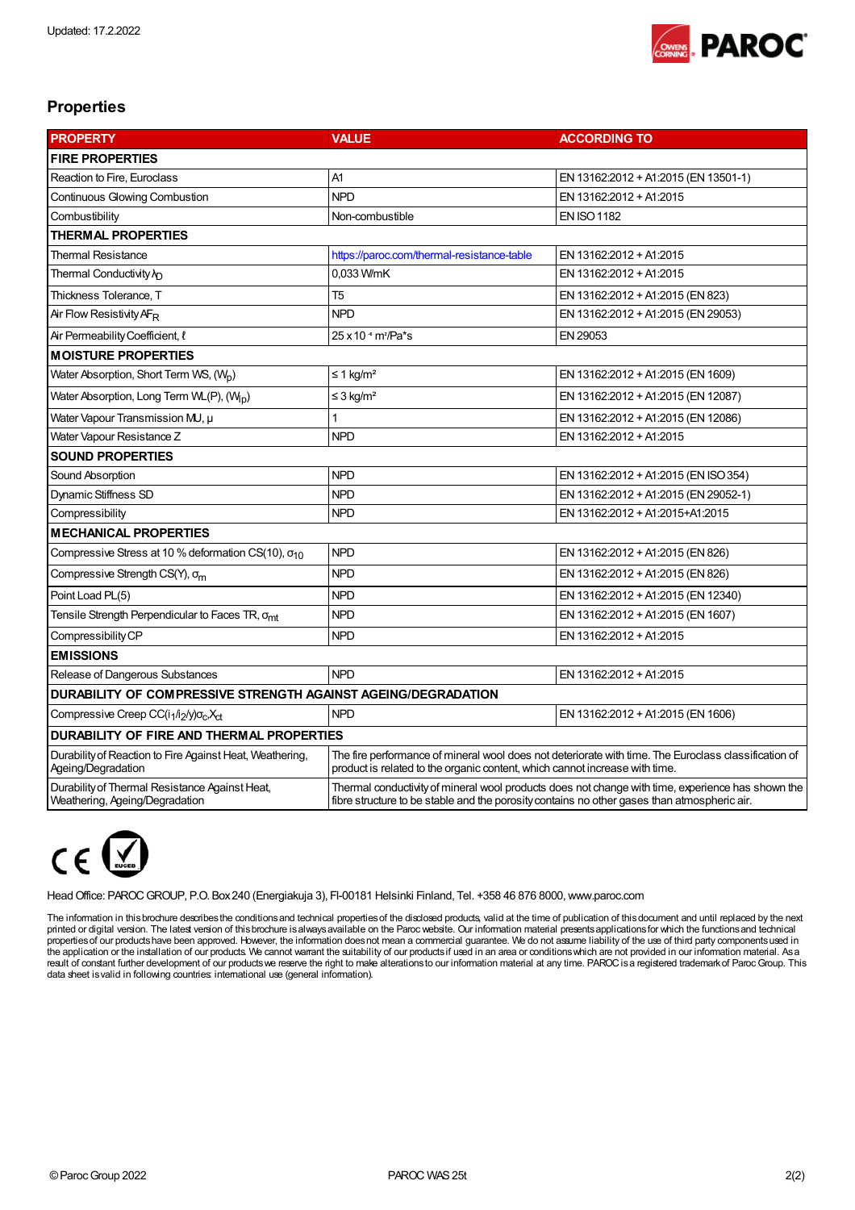## Properties

| PROPERTY | VALUE | ACCORDING TO |
|---|---|---|
| **FIRE PROPERTIES** | | |
| Reaction to Fire, Euroclass | A1 | EN 13162:2012 + A1:2015 (EN 13501-1) |
| Continuous Glowing Combustion | NPD | EN 13162:2012 + A1:2015 |
| Combustibility | Non-combustible | EN ISO 1182 |
| **THERMAL PROPERTIES** | | |
| Thermal Resistance | https://paroc.com/thermal-resistance-table | EN 13162:2012 + A1:2015 |
| Thermal Conductivity $\lambda_D$ | 0,033 W/mK | EN 13162:2012 + A1:2015 |
| Thickness Tolerance, T | T5 | EN 13162:2012 + A1:2015 (EN 823) |
| Air Flow Resistivity $AF_R$ | NPD | EN 13162:2012 + A1:2015 (EN 29053) |
| Air Permeability Coefficient, ℓ | 25 x 10⁻⁶ m²/Pa*s | EN 29053 |
| **MOISTURE PROPERTIES** | | |
| Water Absorption, Short Term WS, ($W_p$) | ≤ 1 kg/m² | EN 13162:2012 + A1:2015 (EN 1609) |
| Water Absorption, Long Term WL(P), ($W_{lp}$) | ≤ 3 kg/m² | EN 13162:2012 + A1:2015 (EN 12087) |
| Water Vapour Transmission MU, μ | 1 | EN 13162:2012 + A1:2015 (EN 12086) |
| Water Vapour Resistance Z | NPD | EN 13162:2012 + A1:2015 |
| **SOUND PROPERTIES** | | |
| Sound Absorption | NPD | EN 13162:2012 + A1:2015 (EN ISO 354) |
| Dynamic Stiffness SD | NPD | EN 13162:2012 + A1:2015 (EN 29052-1) |
| Compressibility | NPD | EN 13162:2012 + A1:2015+A1:2015 |
| **MECHANICAL PROPERTIES** | | |
| Compressive Stress at 10 % deformation CS(10), $\sigma_{10}$ | NPD | EN 13162:2012 + A1:2015 (EN 826) |
| Compressive Strength CS(Y), $\sigma_m$ | NPD | EN 13162:2012 + A1:2015 (EN 826) |
| Point Load PL(5) | NPD | EN 13162:2012 + A1:2015 (EN 12340) |
| Tensile Strength Perpendicular to Faces TR, $\sigma_{mt}$ | NPD | EN 13162:2012 + A1:2015 (EN 1607) |
| Compressibility CP | NPD | EN 13162:2012 + A1:2015 |
| **EMISSIONS** | | |
| Release of Dangerous Substances | NPD | EN 13162:2012 + A1:2015 |
| **DURABILITY OF COMPRESSIVE STRENGTH AGAINST AGEING/DEGRADATION** | | |
| Compressive Creep CC($i_1$/$i_2$/y)$\sigma_c$,$X_{ct}$ | NPD | EN 13162:2012 + A1:2015 (EN 1606) |
| **DURABILITY OF FIRE AND THERMAL PROPERTIES** | | |
| Durability of Reaction to Fire Against Heat, Weathering, Ageing/Degradation | The fire performance of mineral wool does not deteriorate with time. The Euroclass classification of product is related to the organic content, which cannot increase with time. | |
| Durability of Thermal Resistance Against Heat, Weathering, Ageing/Degradation | Thermal conductivity of mineral wool products does not change with time, experience has shown the fibre structure to be stable and the porosity contains no other gases than atmospheric air. | |

CE EUCEB

Head Office: PAROC GROUP, P.O. Box 240 (Energiakuja 3), FI-00181 Helsinki Finland, Tel. +358 46 876 8000, www.paroc.com

The information in this brochure describes the conditions and technical properties of the disclosed products, valid at the time of publication of this document and until replaced by the next printed or digital version. The latest version of this brochure is always available on the Paroc website. Our information material presents applications for which the functions and technical properties of our products have been approved. However, the information does not mean a commercial guarantee. We do not assume liability of the use of third party components used in the application or the installation of our products. We cannot warrant the suitability of our products if used in an area or conditions which are not provided in our information material. As a result of constant further development of our products we reserve the right to make alterations to our information material at any time. PAROC is a registered trademark of Paroc Group. This data sheet is valid in following countries: international use (general information).